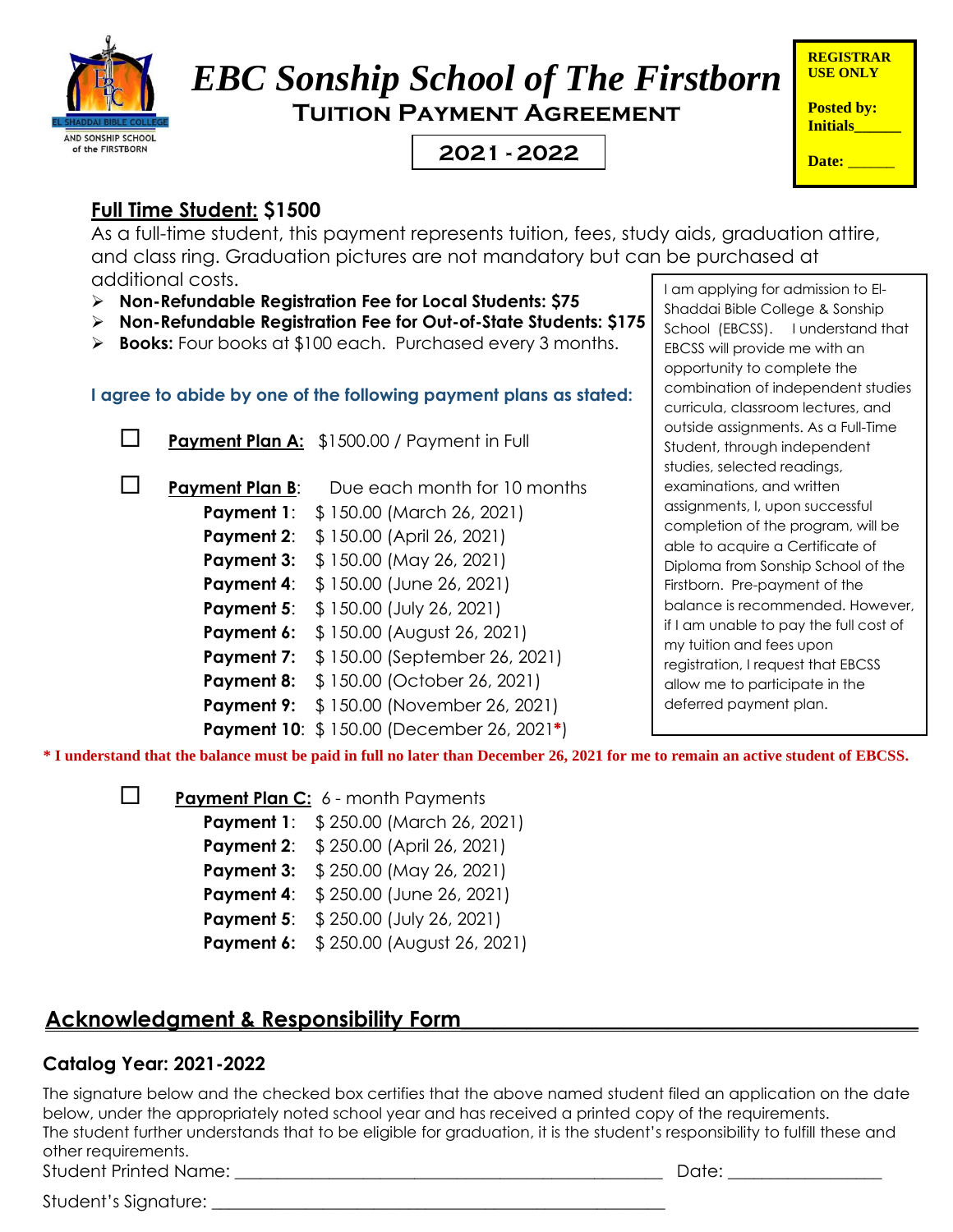EL SHADDAI BIBLE COLLEGE AND SONSHIP SCHOOL of the FIRSTBORN

# *EBC Sonship School of The Firstborn*

## Tuition Payment Agreement

**2021 - 2022**

**REGISTRAR USE ONLY**

**Posted by: Initials______**

**Date: ______**

**Full Time Student: $1500**

As a full-time student, this payment represents tuition, fees, study aids, graduation attire, and class ring. Graduation pictures are not mandatory but can be purchased at additional costs.

- **Non-Refundable Registration Fee for Local Students: $75**
- **Non-Refundable Registration Fee for Out-of-State Students: $175**
- **Books:** Four books at $100 each. Purchased every 3 months.

I am applying for admission to El-Shaddai Bible College & Sonship School (EBCSS). I understand that EBCSS will provide me with an opportunity to complete the combination of independent studies curricula, classroom lectures, and outside assignments. As a Full-Time Student, through independent studies, selected readings, examinations, and written assignments, I, upon successful completion of the program, will be able to acquire a Certificate of Diploma from Sonship School of the Firstborn. Pre-payment of the balance is recommended. However, if I am unable to pay the full cost of my tuition and fees upon registration, I request that EBCSS allow me to participate in the deferred payment plan.

**I agree to abide by one of the following payment plans as stated:**

☐ **Payment Plan A:** $1500.00 / Payment in Full

☐ **Payment Plan B**: Due each month for 10 months

- **Payment 1**: $ 150.00 (March 26, 2021)
- **Payment 2**: $ 150.00 (April 26, 2021)
- **Payment 3:** $ 150.00 (May 26, 2021)
- **Payment 4**: $ 150.00 (June 26, 2021)
- **Payment 5**: $ 150.00 (July 26, 2021)
- **Payment 6:** $ 150.00 (August 26, 2021)
- **Payment 7:** $ 150.00 (September 26, 2021)
- **Payment 8:** $ 150.00 (October 26, 2021)
- **Payment 9:** $ 150.00 (November 26, 2021)
- **Payment 10**: $ 150.00 (December 26, 2021**\***)

**\* I understand that the balance must be paid in full no later than December 26, 2021 for me to remain an active student of EBCSS.**

☐ **Payment Plan C:** 6 - month Payments

- **Payment 1**: $ 250.00 (March 26, 2021)
- **Payment 2**: $ 250.00 (April 26, 2021)
- **Payment 3:** $ 250.00 (May 26, 2021)
- **Payment 4**: $ 250.00 (June 26, 2021)
- **Payment 5**: $ 250.00 (July 26, 2021)
- **Payment 6:** $ 250.00 (August 26, 2021)

## Acknowledgment & Responsibility Form

### Catalog Year: 2021-2022

The signature below and the checked box certifies that the above named student filed an application on the date below, under the appropriately noted school year and has received a printed copy of the requirements.
The student further understands that to be eligible for graduation, it is the student's responsibility to fulfill these and other requirements.

Student Printed Name: ______________________________________________ Date: _________________

Student's Signature: ___________________________________________________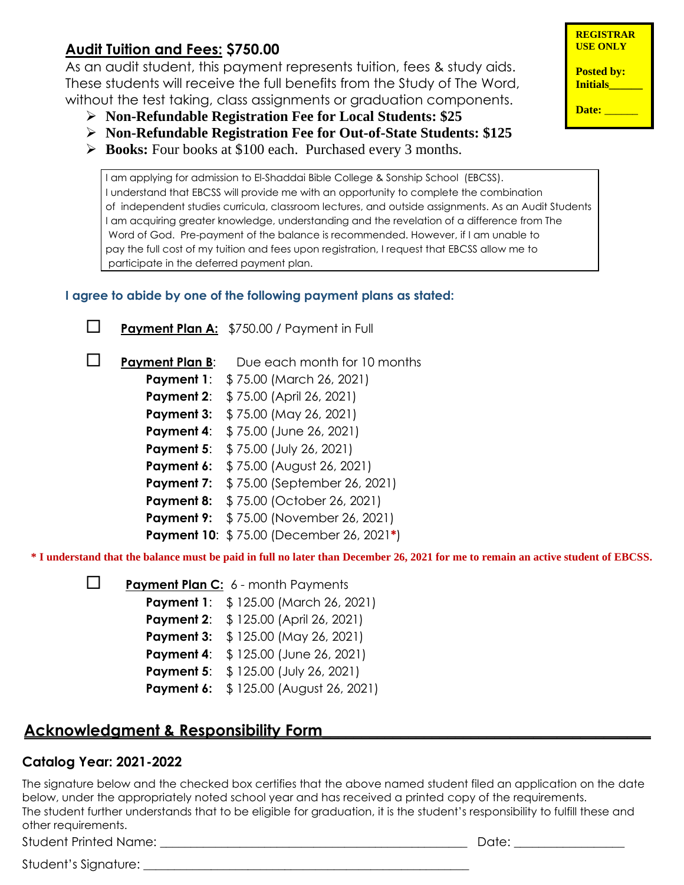**REGISTRAR USE ONLY**

**Posted by: Initials______**

**Date: ______**

## Audit Tuition and Fees: $750.00

As an audit student, this payment represents tuition, fees & study aids. These students will receive the full benefits from the Study of The Word, without the test taking, class assignments or graduation components.

- **Non-Refundable Registration Fee for Local Students: $25**
- **Non-Refundable Registration Fee for Out-of-State Students: $125**
- **Books:** Four books at $100 each. Purchased every 3 months.

> I am applying for admission to El-Shaddai Bible College & Sonship School (EBCSS). I understand that EBCSS will provide me with an opportunity to complete the combination of independent studies curricula, classroom lectures, and outside assignments. As an Audit Students I am acquiring greater knowledge, understanding and the revelation of a difference from The Word of God. Pre-payment of the balance is recommended. However, if I am unable to pay the full cost of my tuition and fees upon registration, I request that EBCSS allow me to participate in the deferred payment plan.

**I agree to abide by one of the following payment plans as stated:**

☐ **Payment Plan A:** $750.00 / Payment in Full

☐ **Payment Plan B**: Due each month for 10 months

- **Payment 1**: $ 75.00 (March 26, 2021)
- **Payment 2**: $ 75.00 (April 26, 2021)
- **Payment 3:** $ 75.00 (May 26, 2021)
- **Payment 4**: $ 75.00 (June 26, 2021)
- **Payment 5**: $ 75.00 (July 26, 2021)
- **Payment 6:** $ 75.00 (August 26, 2021)
- **Payment 7:** $ 75.00 (September 26, 2021)
- **Payment 8:** $ 75.00 (October 26, 2021)
- **Payment 9:** $ 75.00 (November 26, 2021)
- **Payment 10**: $ 75.00 (December 26, 2021**\***)

**\* I understand that the balance must be paid in full no later than December 26, 2021 for me to remain an active student of EBCSS.**

☐ **Payment Plan C:** 6 - month Payments

- **Payment 1**: $ 125.00 (March 26, 2021)
- **Payment 2**: $ 125.00 (April 26, 2021)
- **Payment 3:** $ 125.00 (May 26, 2021)
- **Payment 4**: $ 125.00 (June 26, 2021)
- **Payment 5**: $ 125.00 (July 26, 2021)
- **Payment 6:** $ 125.00 (August 26, 2021)

## Acknowledgment & Responsibility Form

### Catalog Year: 2021-2022

The signature below and the checked box certifies that the above named student filed an application on the date below, under the appropriately noted school year and has received a printed copy of the requirements.
The student further understands that to be eligible for graduation, it is the student's responsibility to fulfill these and other requirements.

Student Printed Name: ________________________________________ Date: ______________

Student's Signature: ________________________________________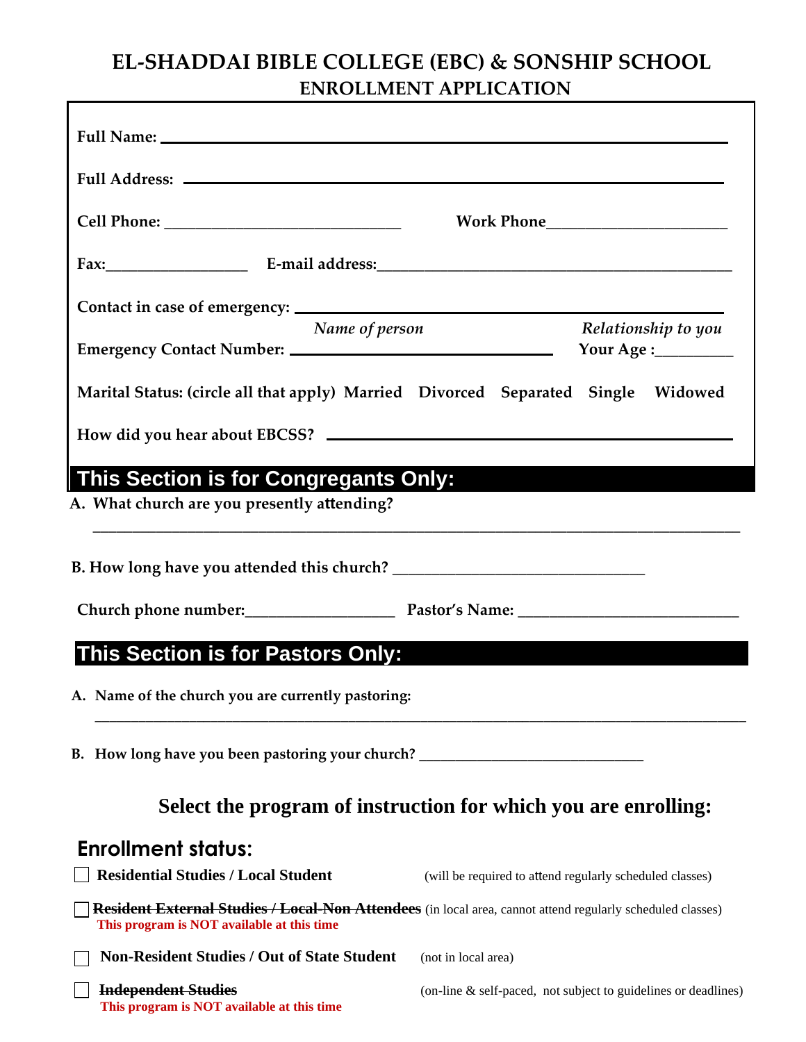# EL-SHADDAI BIBLE COLLEGE (EBC) & SONSHIP SCHOOL

## ENROLLMENT APPLICATION

**Full Name:** ______________________________________________

**Full Address:** ______________________________________________

**Cell Phone:** ______________________________ **Work Phone** ______________________

**Fax:** __________________ **E-mail address:** __________________________________________

**Contact in case of emergency:** ______________________________________________
*Name of person* *Relationship to you*

**Emergency Contact Number:** ______________________________ **Your Age :** _________

**Marital Status: (circle all that apply) Married Divorced Separated Single Widowed**

**How did you hear about EBCSS?** ______________________________________________

## This Section is for Congregants Only:

**A. What church are you presently attending?**

______________________________________________________________________________

**B. How long have you attended this church?** ______________________________

**Church phone number:** __________________ **Pastor's Name:** ____________________________

## This Section is for Pastors Only:

**A. Name of the church you are currently pastoring:**

______________________________________________________________________________

**B. How long have you been pastoring your church?** ______________________________

## Select the program of instruction for which you are enrolling:

### Enrollment status:

- ☐ **Residential Studies / Local Student** (will be required to attend regularly scheduled classes)
- ☐ ~~**Resident External Studies / Local-Non Attendees**~~ (in local area, cannot attend regularly scheduled classes)
  **This program is NOT available at this time**
- ☐ **Non-Resident Studies / Out of State Student** (not in local area)
- ☐ ~~**Independent Studies**~~ (on-line & self-paced, not subject to guidelines or deadlines)
  **This program is NOT available at this time**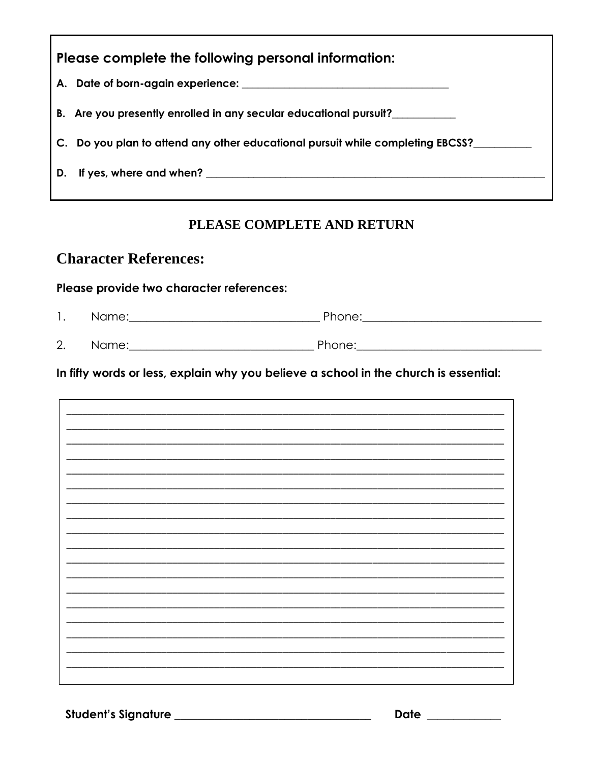**Please complete the following personal information:**

**A. Date of born-again experience:** ______________________________________

**B. Are you presently enrolled in any secular educational pursuit?**___________

**C. Do you plan to attend any other educational pursuit while completing EBCSS?**__________

**D. If yes, where and when?** ______________________________________________________________

**PLEASE COMPLETE AND RETURN**

## Character References:

**Please provide two character references:**

1. Name:_______________________________ Phone:____________________________

2. Name:_______________________________ Phone:____________________________

**In fifty words or less, explain why you believe a school in the church is essential:**

___________________________________________________________________________
___________________________________________________________________________
___________________________________________________________________________
___________________________________________________________________________
___________________________________________________________________________
___________________________________________________________________________
___________________________________________________________________________
___________________________________________________________________________
___________________________________________________________________________
___________________________________________________________________________
___________________________________________________________________________
___________________________________________________________________________
___________________________________________________________________________
___________________________________________________________________________
___________________________________________________________________________
___________________________________________________________________________
___________________________________________________________________________
___________________________________________________________________________

**Student's Signature** _________________________________ **Date** ____________